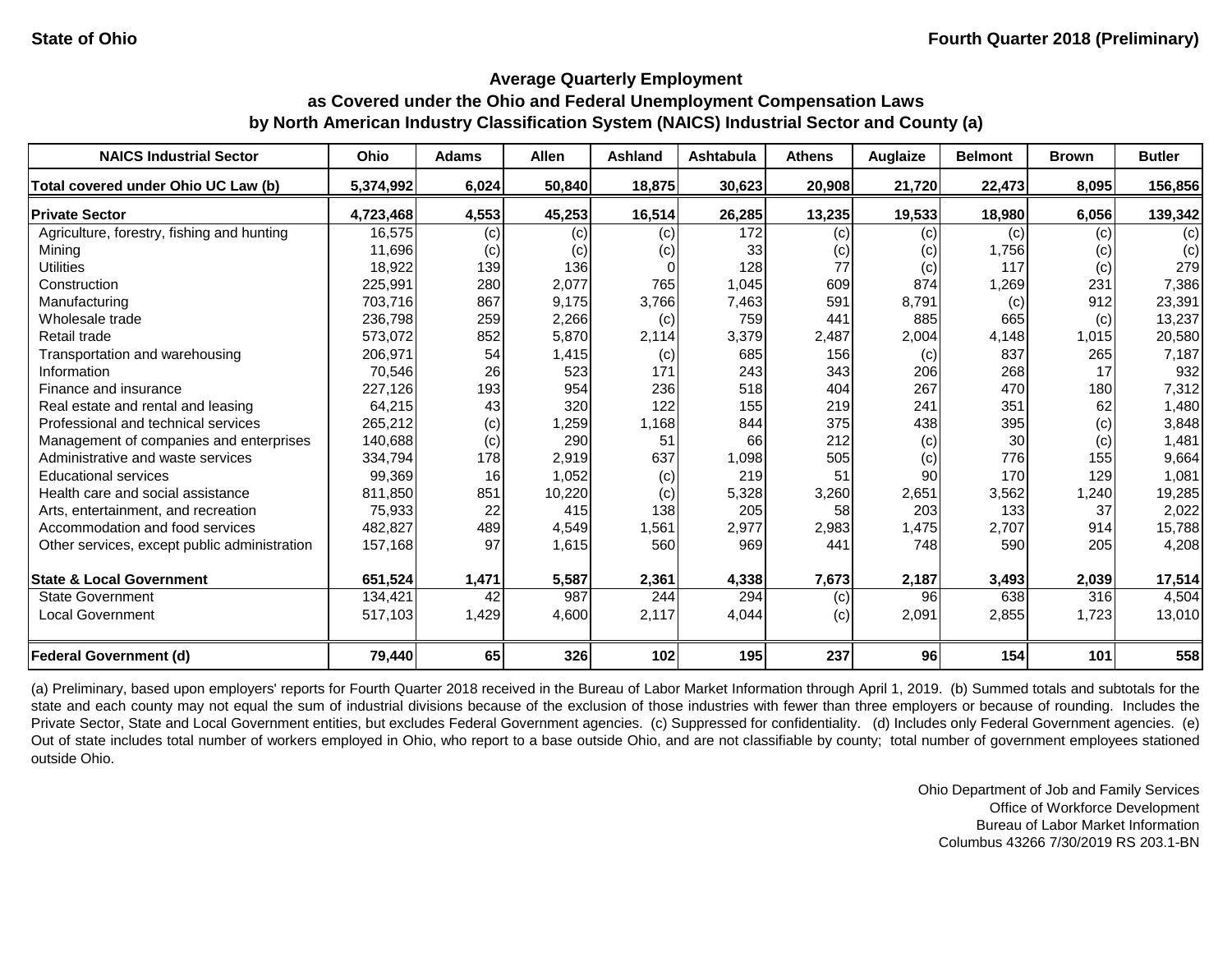**State of Ohio** **Fourth Quarter 2018 (Preliminary)**

## Average Quarterly Employment
## as Covered under the Ohio and Federal Unemployment Compensation Laws
## by North American Industry Classification System (NAICS) Industrial Sector and County (a)

| NAICS Industrial Sector | Ohio | Adams | Allen | Ashland | Ashtabula | Athens | Auglaize | Belmont | Brown | Butler |
|---|---|---|---|---|---|---|---|---|---|---|
| **Total covered under Ohio UC Law (b)** | **5,374,992** | **6,024** | **50,840** | **18,875** | **30,623** | **20,908** | **21,720** | **22,473** | **8,095** | **156,856** |
| **Private Sector** | **4,723,468** | **4,553** | **45,253** | **16,514** | **26,285** | **13,235** | **19,533** | **18,980** | **6,056** | **139,342** |
| Agriculture, forestry, fishing and hunting | 16,575 | (c) | (c) | (c) | 172 | (c) | (c) | (c) | (c) | (c) |
| Mining | 11,696 | (c) | (c) | (c) | 33 | (c) | (c) | 1,756 | (c) | (c) |
| Utilities | 18,922 | 139 | 136 | 0 | 128 | 77 | (c) | 117 | (c) | 279 |
| Construction | 225,991 | 280 | 2,077 | 765 | 1,045 | 609 | 874 | 1,269 | 231 | 7,386 |
| Manufacturing | 703,716 | 867 | 9,175 | 3,766 | 7,463 | 591 | 8,791 | (c) | 912 | 23,391 |
| Wholesale trade | 236,798 | 259 | 2,266 | (c) | 759 | 441 | 885 | 665 | (c) | 13,237 |
| Retail trade | 573,072 | 852 | 5,870 | 2,114 | 3,379 | 2,487 | 2,004 | 4,148 | 1,015 | 20,580 |
| Transportation and warehousing | 206,971 | 54 | 1,415 | (c) | 685 | 156 | (c) | 837 | 265 | 7,187 |
| Information | 70,546 | 26 | 523 | 171 | 243 | 343 | 206 | 268 | 17 | 932 |
| Finance and insurance | 227,126 | 193 | 954 | 236 | 518 | 404 | 267 | 470 | 180 | 7,312 |
| Real estate and rental and leasing | 64,215 | 43 | 320 | 122 | 155 | 219 | 241 | 351 | 62 | 1,480 |
| Professional and technical services | 265,212 | (c) | 1,259 | 1,168 | 844 | 375 | 438 | 395 | (c) | 3,848 |
| Management of companies and enterprises | 140,688 | (c) | 290 | 51 | 66 | 212 | (c) | 30 | (c) | 1,481 |
| Administrative and waste services | 334,794 | 178 | 2,919 | 637 | 1,098 | 505 | (c) | 776 | 155 | 9,664 |
| Educational services | 99,369 | 16 | 1,052 | (c) | 219 | 51 | 90 | 170 | 129 | 1,081 |
| Health care and social assistance | 811,850 | 851 | 10,220 | (c) | 5,328 | 3,260 | 2,651 | 3,562 | 1,240 | 19,285 |
| Arts, entertainment, and recreation | 75,933 | 22 | 415 | 138 | 205 | 58 | 203 | 133 | 37 | 2,022 |
| Accommodation and food services | 482,827 | 489 | 4,549 | 1,561 | 2,977 | 2,983 | 1,475 | 2,707 | 914 | 15,788 |
| Other services, except public administration | 157,168 | 97 | 1,615 | 560 | 969 | 441 | 748 | 590 | 205 | 4,208 |
| **State & Local Government** | **651,524** | **1,471** | **5,587** | **2,361** | **4,338** | **7,673** | **2,187** | **3,493** | **2,039** | **17,514** |
| State Government | 134,421 | 42 | 987 | 244 | 294 | (c) | 96 | 638 | 316 | 4,504 |
| Local Government | 517,103 | 1,429 | 4,600 | 2,117 | 4,044 | (c) | 2,091 | 2,855 | 1,723 | 13,010 |
| **Federal Government (d)** | **79,440** | **65** | **326** | **102** | **195** | **237** | **96** | **154** | **101** | **558** |

(a) Preliminary, based upon employers' reports for Fourth Quarter 2018 received in the Bureau of Labor Market Information through April 1, 2019. (b) Summed totals and subtotals for the state and each county may not equal the sum of industrial divisions because of the exclusion of those industries with fewer than three employers or because of rounding. Includes the Private Sector, State and Local Government entities, but excludes Federal Government agencies. (c) Suppressed for confidentiality. (d) Includes only Federal Government agencies. (e) Out of state includes total number of workers employed in Ohio, who report to a base outside Ohio, and are not classifiable by county; total number of government employees stationed outside Ohio.

Ohio Department of Job and Family Services
Office of Workforce Development
Bureau of Labor Market Information
Columbus 43266 7/30/2019 RS 203.1-BN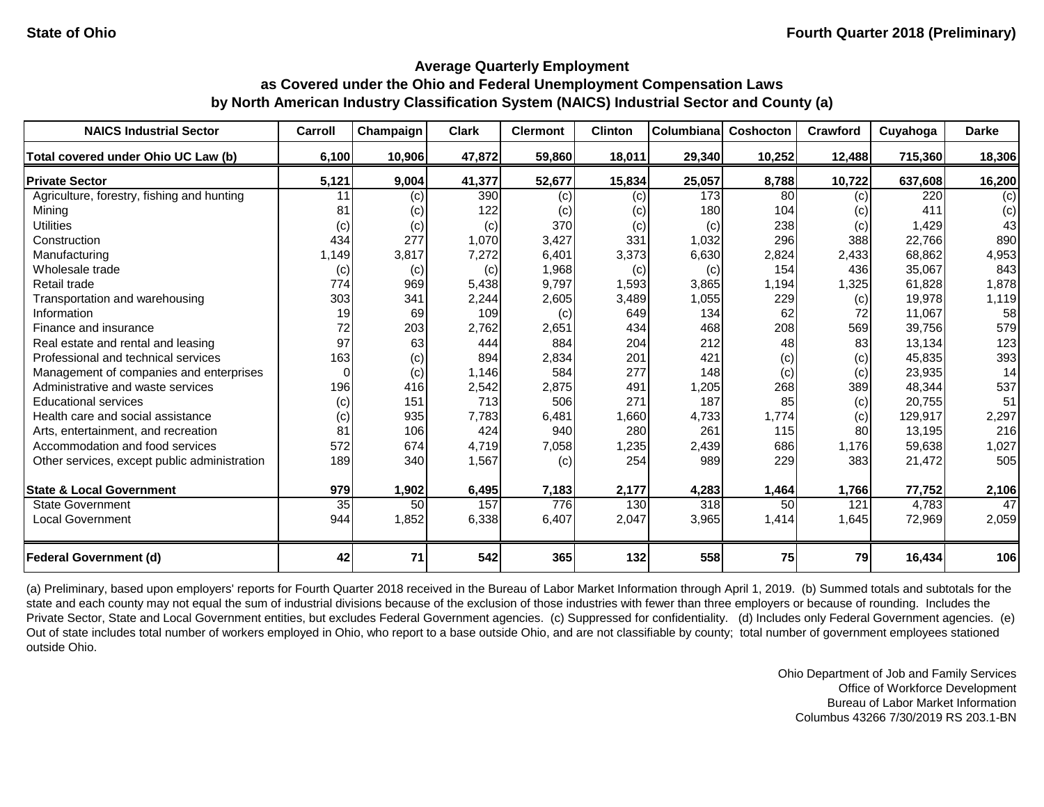State of Ohio

Fourth Quarter 2018 (Preliminary)

## Average Quarterly Employment as Covered under the Ohio and Federal Unemployment Compensation Laws by North American Industry Classification System (NAICS) Industrial Sector and County (a)

| NAICS Industrial Sector | Carroll | Champaign | Clark | Clermont | Clinton | Columbiana | Coshocton | Crawford | Cuyahoga | Darke |
|---|---|---|---|---|---|---|---|---|---|---|
| **Total covered under Ohio UC Law (b)** | **6,100** | **10,906** | **47,872** | **59,860** | **18,011** | **29,340** | **10,252** | **12,488** | **715,360** | **18,306** |
| **Private Sector** | **5,121** | **9,004** | **41,377** | **52,677** | **15,834** | **25,057** | **8,788** | **10,722** | **637,608** | **16,200** |
| Agriculture, forestry, fishing and hunting | 11 | (c) | 390 | (c) | (c) | 173 | 80 | (c) | 220 | (c) |
| Mining | 81 | (c) | 122 | (c) | (c) | 180 | 104 | (c) | 411 | (c) |
| Utilities | (c) | (c) | (c) | 370 | (c) | (c) | 238 | (c) | 1,429 | 43 |
| Construction | 434 | 277 | 1,070 | 3,427 | 331 | 1,032 | 296 | 388 | 22,766 | 890 |
| Manufacturing | 1,149 | 3,817 | 7,272 | 6,401 | 3,373 | 6,630 | 2,824 | 2,433 | 68,862 | 4,953 |
| Wholesale trade | (c) | (c) | (c) | 1,968 | (c) | (c) | 154 | 436 | 35,067 | 843 |
| Retail trade | 774 | 969 | 5,438 | 9,797 | 1,593 | 3,865 | 1,194 | 1,325 | 61,828 | 1,878 |
| Transportation and warehousing | 303 | 341 | 2,244 | 2,605 | 3,489 | 1,055 | 229 | (c) | 19,978 | 1,119 |
| Information | 19 | 69 | 109 | (c) | 649 | 134 | 62 | 72 | 11,067 | 58 |
| Finance and insurance | 72 | 203 | 2,762 | 2,651 | 434 | 468 | 208 | 569 | 39,756 | 579 |
| Real estate and rental and leasing | 97 | 63 | 444 | 884 | 204 | 212 | 48 | 83 | 13,134 | 123 |
| Professional and technical services | 163 | (c) | 894 | 2,834 | 201 | 421 | (c) | (c) | 45,835 | 393 |
| Management of companies and enterprises | 0 | (c) | 1,146 | 584 | 277 | 148 | (c) | (c) | 23,935 | 14 |
| Administrative and waste services | 196 | 416 | 2,542 | 2,875 | 491 | 1,205 | 268 | 389 | 48,344 | 537 |
| Educational services | (c) | 151 | 713 | 506 | 271 | 187 | 85 | (c) | 20,755 | 51 |
| Health care and social assistance | (c) | 935 | 7,783 | 6,481 | 1,660 | 4,733 | 1,774 | (c) | 129,917 | 2,297 |
| Arts, entertainment, and recreation | 81 | 106 | 424 | 940 | 280 | 261 | 115 | 80 | 13,195 | 216 |
| Accommodation and food services | 572 | 674 | 4,719 | 7,058 | 1,235 | 2,439 | 686 | 1,176 | 59,638 | 1,027 |
| Other services, except public administration | 189 | 340 | 1,567 | (c) | 254 | 989 | 229 | 383 | 21,472 | 505 |
| **State & Local Government** | **979** | **1,902** | **6,495** | **7,183** | **2,177** | **4,283** | **1,464** | **1,766** | **77,752** | **2,106** |
| State Government | 35 | 50 | 157 | 776 | 130 | 318 | 50 | 121 | 4,783 | 47 |
| Local Government | 944 | 1,852 | 6,338 | 6,407 | 2,047 | 3,965 | 1,414 | 1,645 | 72,969 | 2,059 |
| **Federal Government (d)** | **42** | **71** | **542** | **365** | **132** | **558** | **75** | **79** | **16,434** | **106** |

(a) Preliminary, based upon employers' reports for Fourth Quarter 2018 received in the Bureau of Labor Market Information through April 1, 2019. (b) Summed totals and subtotals for the state and each county may not equal the sum of industrial divisions because of the exclusion of those industries with fewer than three employers or because of rounding. Includes the Private Sector, State and Local Government entities, but excludes Federal Government agencies. (c) Suppressed for confidentiality. (d) Includes only Federal Government agencies. (e) Out of state includes total number of workers employed in Ohio, who report to a base outside Ohio, and are not classifiable by county; total number of government employees stationed outside Ohio.

Ohio Department of Job and Family Services
Office of Workforce Development
Bureau of Labor Market Information
Columbus 43266 7/30/2019 RS 203.1-BN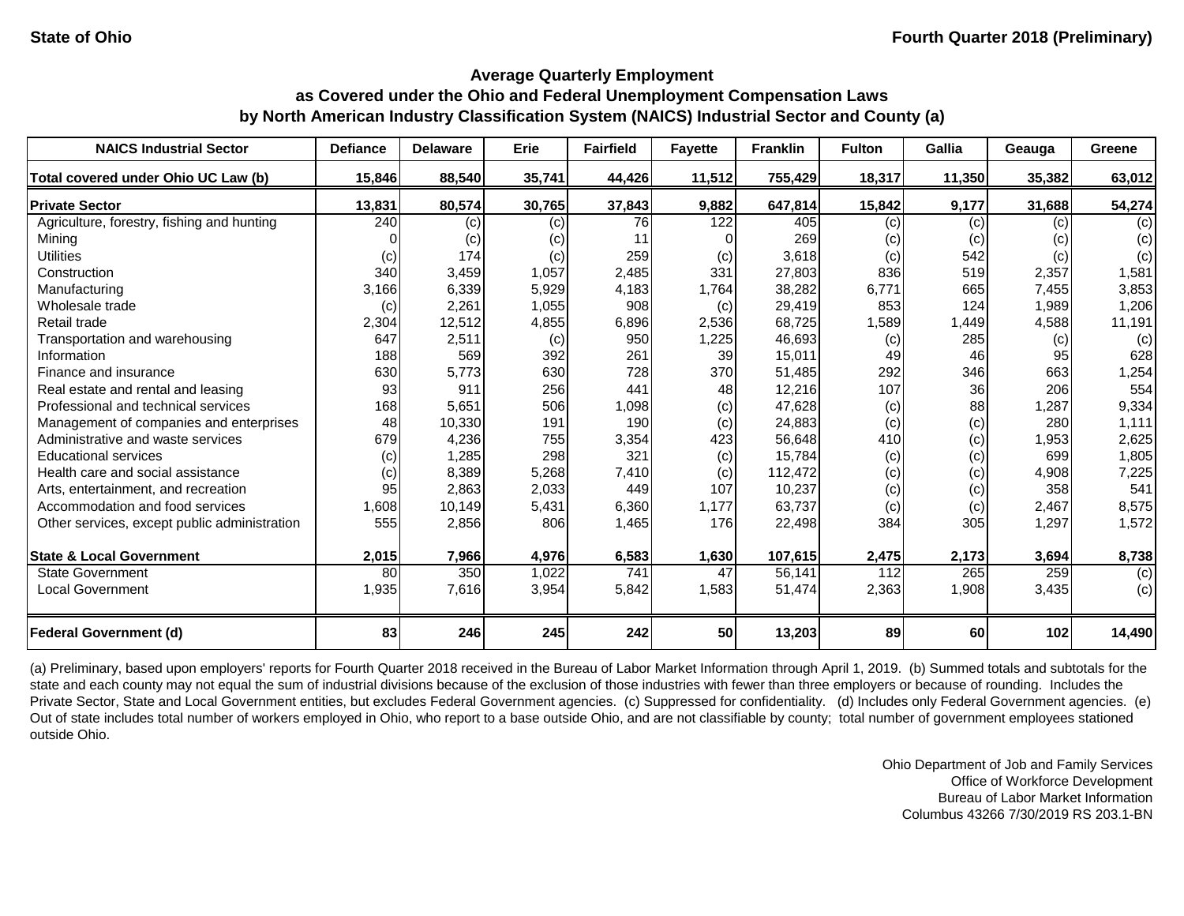State of Ohio

Fourth Quarter 2018 (Preliminary)

### Average Quarterly Employment
### as Covered under the Ohio and Federal Unemployment Compensation Laws
### by North American Industry Classification System (NAICS) Industrial Sector and County (a)

| NAICS Industrial Sector | Defiance | Delaware | Erie | Fairfield | Fayette | Franklin | Fulton | Gallia | Geauga | Greene |
|---|---|---|---|---|---|---|---|---|---|---|
| **Total covered under Ohio UC Law (b)** | **15,846** | **88,540** | **35,741** | **44,426** | **11,512** | **755,429** | **18,317** | **11,350** | **35,382** | **63,012** |
| **Private Sector** | **13,831** | **80,574** | **30,765** | **37,843** | **9,882** | **647,814** | **15,842** | **9,177** | **31,688** | **54,274** |
| Agriculture, forestry, fishing and hunting | 240 | (c) | (c) | 76 | 122 | 405 | (c) | (c) | (c) | (c) |
| Mining | 0 | (c) | (c) | 11 | 0 | 269 | (c) | (c) | (c) | (c) |
| Utilities | (c) | 174 | (c) | 259 | (c) | 3,618 | (c) | 542 | (c) | (c) |
| Construction | 340 | 3,459 | 1,057 | 2,485 | 331 | 27,803 | 836 | 519 | 2,357 | 1,581 |
| Manufacturing | 3,166 | 6,339 | 5,929 | 4,183 | 1,764 | 38,282 | 6,771 | 665 | 7,455 | 3,853 |
| Wholesale trade | (c) | 2,261 | 1,055 | 908 | (c) | 29,419 | 853 | 124 | 1,989 | 1,206 |
| Retail trade | 2,304 | 12,512 | 4,855 | 6,896 | 2,536 | 68,725 | 1,589 | 1,449 | 4,588 | 11,191 |
| Transportation and warehousing | 647 | 2,511 | (c) | 950 | 1,225 | 46,693 | (c) | 285 | (c) | (c) |
| Information | 188 | 569 | 392 | 261 | 39 | 15,011 | 49 | 46 | 95 | 628 |
| Finance and insurance | 630 | 5,773 | 630 | 728 | 370 | 51,485 | 292 | 346 | 663 | 1,254 |
| Real estate and rental and leasing | 93 | 911 | 256 | 441 | 48 | 12,216 | 107 | 36 | 206 | 554 |
| Professional and technical services | 168 | 5,651 | 506 | 1,098 | (c) | 47,628 | (c) | 88 | 1,287 | 9,334 |
| Management of companies and enterprises | 48 | 10,330 | 191 | 190 | (c) | 24,883 | (c) | (c) | 280 | 1,111 |
| Administrative and waste services | 679 | 4,236 | 755 | 3,354 | 423 | 56,648 | 410 | (c) | 1,953 | 2,625 |
| Educational services | (c) | 1,285 | 298 | 321 | (c) | 15,784 | (c) | (c) | 699 | 1,805 |
| Health care and social assistance | (c) | 8,389 | 5,268 | 7,410 | (c) | 112,472 | (c) | (c) | 4,908 | 7,225 |
| Arts, entertainment, and recreation | 95 | 2,863 | 2,033 | 449 | 107 | 10,237 | (c) | (c) | 358 | 541 |
| Accommodation and food services | 1,608 | 10,149 | 5,431 | 6,360 | 1,177 | 63,737 | (c) | (c) | 2,467 | 8,575 |
| Other services, except public administration | 555 | 2,856 | 806 | 1,465 | 176 | 22,498 | 384 | 305 | 1,297 | 1,572 |
| **State & Local Government** | **2,015** | **7,966** | **4,976** | **6,583** | **1,630** | **107,615** | **2,475** | **2,173** | **3,694** | **8,738** |
| State Government | 80 | 350 | 1,022 | 741 | 47 | 56,141 | 112 | 265 | 259 | (c) |
| Local Government | 1,935 | 7,616 | 3,954 | 5,842 | 1,583 | 51,474 | 2,363 | 1,908 | 3,435 | (c) |
| **Federal Government (d)** | **83** | **246** | **245** | **242** | **50** | **13,203** | **89** | **60** | **102** | **14,490** |

(a) Preliminary, based upon employers' reports for Fourth Quarter 2018 received in the Bureau of Labor Market Information through April 1, 2019. (b) Summed totals and subtotals for the state and each county may not equal the sum of industrial divisions because of the exclusion of those industries with fewer than three employers or because of rounding. Includes the Private Sector, State and Local Government entities, but excludes Federal Government agencies. (c) Suppressed for confidentiality. (d) Includes only Federal Government agencies. (e) Out of state includes total number of workers employed in Ohio, who report to a base outside Ohio, and are not classifiable by county; total number of government employees stationed outside Ohio.

Ohio Department of Job and Family Services
Office of Workforce Development
Bureau of Labor Market Information
Columbus 43266 7/30/2019 RS 203.1-BN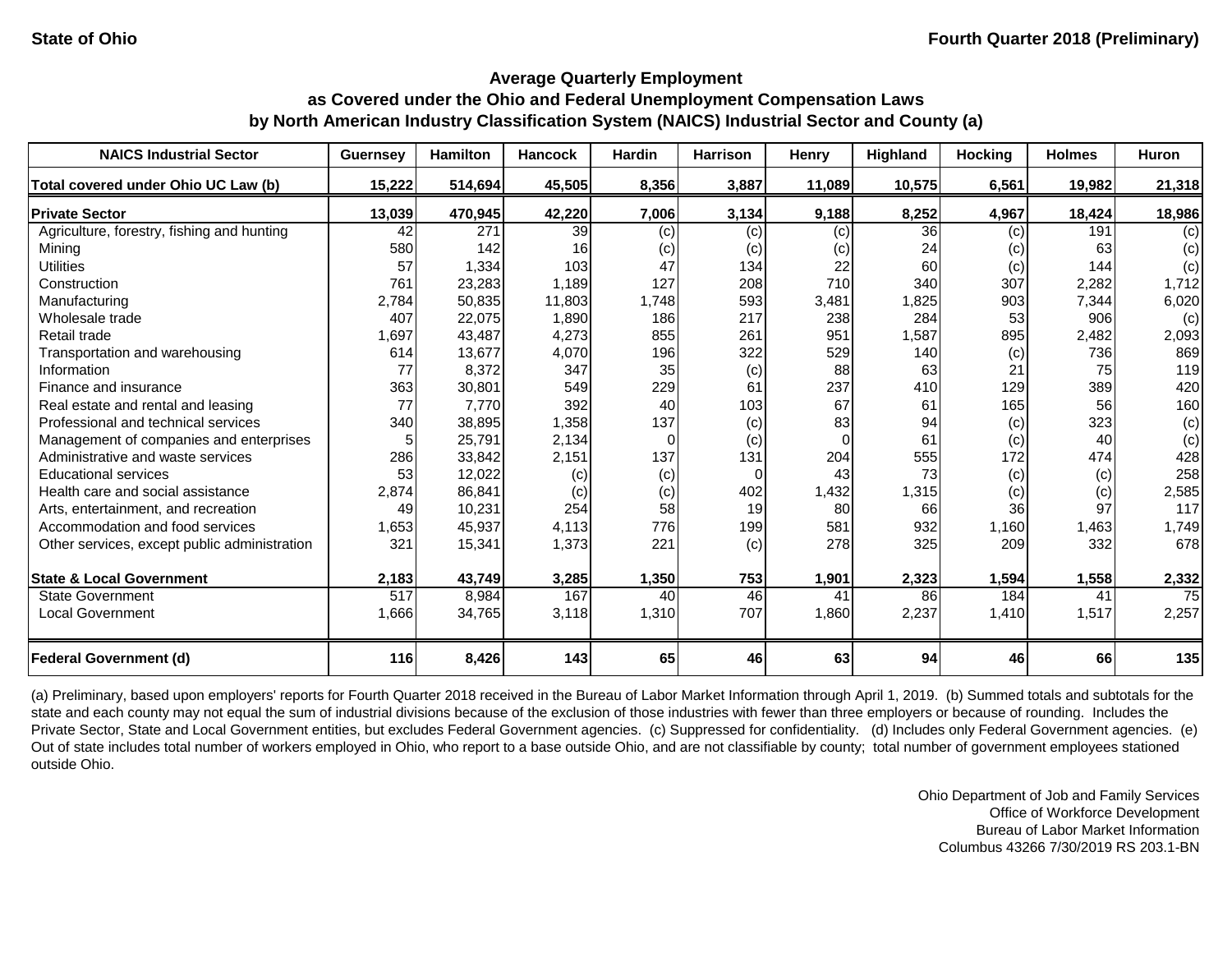State of Ohio | Fourth Quarter 2018 (Preliminary)

# Average Quarterly Employment as Covered under the Ohio and Federal Unemployment Compensation Laws by North American Industry Classification System (NAICS) Industrial Sector and County (a)

| NAICS Industrial Sector | Guernsey | Hamilton | Hancock | Hardin | Harrison | Henry | Highland | Hocking | Holmes | Huron |
|---|---|---|---|---|---|---|---|---|---|---|
| **Total covered under Ohio UC Law (b)** | **15,222** | **514,694** | **45,505** | **8,356** | **3,887** | **11,089** | **10,575** | **6,561** | **19,982** | **21,318** |
| **Private Sector** | **13,039** | **470,945** | **42,220** | **7,006** | **3,134** | **9,188** | **8,252** | **4,967** | **18,424** | **18,986** |
| Agriculture, forestry, fishing and hunting | 42 | 271 | 39 | (c) | (c) | (c) | 36 | (c) | 191 | (c) |
| Mining | 580 | 142 | 16 | (c) | (c) | (c) | 24 | (c) | 63 | (c) |
| Utilities | 57 | 1,334 | 103 | 47 | 134 | 22 | 60 | (c) | 144 | (c) |
| Construction | 761 | 23,283 | 1,189 | 127 | 208 | 710 | 340 | 307 | 2,282 | 1,712 |
| Manufacturing | 2,784 | 50,835 | 11,803 | 1,748 | 593 | 3,481 | 1,825 | 903 | 7,344 | 6,020 |
| Wholesale trade | 407 | 22,075 | 1,890 | 186 | 217 | 238 | 284 | 53 | 906 | (c) |
| Retail trade | 1,697 | 43,487 | 4,273 | 855 | 261 | 951 | 1,587 | 895 | 2,482 | 2,093 |
| Transportation and warehousing | 614 | 13,677 | 4,070 | 196 | 322 | 529 | 140 | (c) | 736 | 869 |
| Information | 77 | 8,372 | 347 | 35 | (c) | 88 | 63 | 21 | 75 | 119 |
| Finance and insurance | 363 | 30,801 | 549 | 229 | 61 | 237 | 410 | 129 | 389 | 420 |
| Real estate and rental and leasing | 77 | 7,770 | 392 | 40 | 103 | 67 | 61 | 165 | 56 | 160 |
| Professional and technical services | 340 | 38,895 | 1,358 | 137 | (c) | 83 | 94 | (c) | 323 | (c) |
| Management of companies and enterprises | 5 | 25,791 | 2,134 | 0 | (c) | 0 | 61 | (c) | 40 | (c) |
| Administrative and waste services | 286 | 33,842 | 2,151 | 137 | 131 | 204 | 555 | 172 | 474 | 428 |
| Educational services | 53 | 12,022 | (c) | (c) | 0 | 43 | 73 | (c) | (c) | 258 |
| Health care and social assistance | 2,874 | 86,841 | (c) | (c) | 402 | 1,432 | 1,315 | (c) | (c) | 2,585 |
| Arts, entertainment, and recreation | 49 | 10,231 | 254 | 58 | 19 | 80 | 66 | 36 | 97 | 117 |
| Accommodation and food services | 1,653 | 45,937 | 4,113 | 776 | 199 | 581 | 932 | 1,160 | 1,463 | 1,749 |
| Other services, except public administration | 321 | 15,341 | 1,373 | 221 | (c) | 278 | 325 | 209 | 332 | 678 |
| **State & Local Government** | **2,183** | **43,749** | **3,285** | **1,350** | **753** | **1,901** | **2,323** | **1,594** | **1,558** | **2,332** |
| State Government | 517 | 8,984 | 167 | 40 | 46 | 41 | 86 | 184 | 41 | 75 |
| Local Government | 1,666 | 34,765 | 3,118 | 1,310 | 707 | 1,860 | 2,237 | 1,410 | 1,517 | 2,257 |
| **Federal Government (d)** | **116** | **8,426** | **143** | **65** | **46** | **63** | **94** | **46** | **66** | **135** |

(a) Preliminary, based upon employers' reports for Fourth Quarter 2018 received in the Bureau of Labor Market Information through April 1, 2019. (b) Summed totals and subtotals for the state and each county may not equal the sum of industrial divisions because of the exclusion of those industries with fewer than three employers or because of rounding. Includes the Private Sector, State and Local Government entities, but excludes Federal Government agencies. (c) Suppressed for confidentiality. (d) Includes only Federal Government agencies. (e) Out of state includes total number of workers employed in Ohio, who report to a base outside Ohio, and are not classifiable by county; total number of government employees stationed outside Ohio.

Ohio Department of Job and Family Services
Office of Workforce Development
Bureau of Labor Market Information
Columbus 43266 7/30/2019 RS 203.1-BN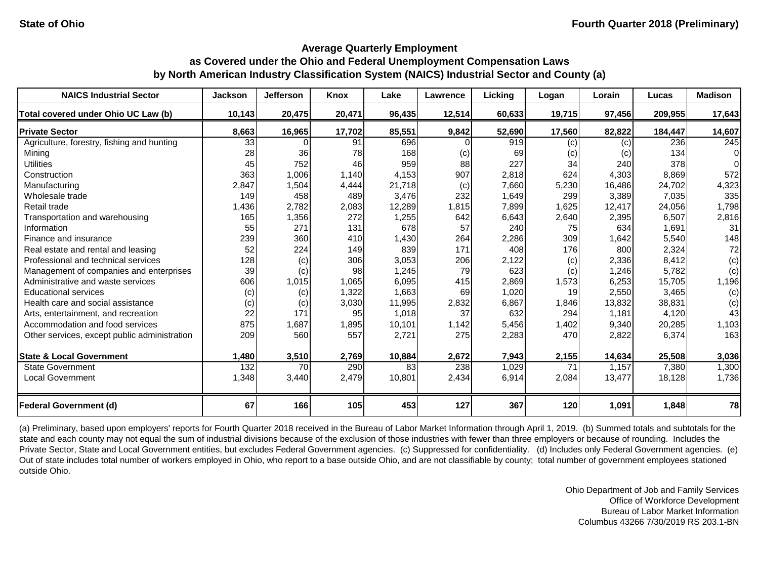State of Ohio — Fourth Quarter 2018 (Preliminary)

## Average Quarterly Employment as Covered under the Ohio and Federal Unemployment Compensation Laws by North American Industry Classification System (NAICS) Industrial Sector and County (a)

| NAICS Industrial Sector | Jackson | Jefferson | Knox | Lake | Lawrence | Licking | Logan | Lorain | Lucas | Madison |
|---|---|---|---|---|---|---|---|---|---|---|
| **Total covered under Ohio UC Law (b)** | **10,143** | **20,475** | **20,471** | **96,435** | **12,514** | **60,633** | **19,715** | **97,456** | **209,955** | **17,643** |
| **Private Sector** | **8,663** | **16,965** | **17,702** | **85,551** | **9,842** | **52,690** | **17,560** | **82,822** | **184,447** | **14,607** |
| Agriculture, forestry, fishing and hunting | 33 | 0 | 91 | 696 | 0 | 919 | (c) | (c) | 236 | 245 |
| Mining | 28 | 36 | 78 | 168 | (c) | 69 | (c) | (c) | 134 | 0 |
| Utilities | 45 | 752 | 46 | 959 | 88 | 227 | 34 | 240 | 378 | 0 |
| Construction | 363 | 1,006 | 1,140 | 4,153 | 907 | 2,818 | 624 | 4,303 | 8,869 | 572 |
| Manufacturing | 2,847 | 1,504 | 4,444 | 21,718 | (c) | 7,660 | 5,230 | 16,486 | 24,702 | 4,323 |
| Wholesale trade | 149 | 458 | 489 | 3,476 | 232 | 1,649 | 299 | 3,389 | 7,035 | 335 |
| Retail trade | 1,436 | 2,782 | 2,083 | 12,289 | 1,815 | 7,899 | 1,625 | 12,417 | 24,056 | 1,798 |
| Transportation and warehousing | 165 | 1,356 | 272 | 1,255 | 642 | 6,643 | 2,640 | 2,395 | 6,507 | 2,816 |
| Information | 55 | 271 | 131 | 678 | 57 | 240 | 75 | 634 | 1,691 | 31 |
| Finance and insurance | 239 | 360 | 410 | 1,430 | 264 | 2,286 | 309 | 1,642 | 5,540 | 148 |
| Real estate and rental and leasing | 52 | 224 | 149 | 839 | 171 | 408 | 176 | 800 | 2,324 | 72 |
| Professional and technical services | 128 | (c) | 306 | 3,053 | 206 | 2,122 | (c) | 2,336 | 8,412 | (c) |
| Management of companies and enterprises | 39 | (c) | 98 | 1,245 | 79 | 623 | (c) | 1,246 | 5,782 | (c) |
| Administrative and waste services | 606 | 1,015 | 1,065 | 6,095 | 415 | 2,869 | 1,573 | 6,253 | 15,705 | 1,196 |
| Educational services | (c) | (c) | 1,322 | 1,663 | 69 | 1,020 | 19 | 2,550 | 3,465 | (c) |
| Health care and social assistance | (c) | (c) | 3,030 | 11,995 | 2,832 | 6,867 | 1,846 | 13,832 | 38,831 | (c) |
| Arts, entertainment, and recreation | 22 | 171 | 95 | 1,018 | 37 | 632 | 294 | 1,181 | 4,120 | 43 |
| Accommodation and food services | 875 | 1,687 | 1,895 | 10,101 | 1,142 | 5,456 | 1,402 | 9,340 | 20,285 | 1,103 |
| Other services, except public administration | 209 | 560 | 557 | 2,721 | 275 | 2,283 | 470 | 2,822 | 6,374 | 163 |
| **State & Local Government** | **1,480** | **3,510** | **2,769** | **10,884** | **2,672** | **7,943** | **2,155** | **14,634** | **25,508** | **3,036** |
| State Government | 132 | 70 | 290 | 83 | 238 | 1,029 | 71 | 1,157 | 7,380 | 1,300 |
| Local Government | 1,348 | 3,440 | 2,479 | 10,801 | 2,434 | 6,914 | 2,084 | 13,477 | 18,128 | 1,736 |
| **Federal Government (d)** | **67** | **166** | **105** | **453** | **127** | **367** | **120** | **1,091** | **1,848** | **78** |

(a) Preliminary, based upon employers' reports for Fourth Quarter 2018 received in the Bureau of Labor Market Information through April 1, 2019. (b) Summed totals and subtotals for the state and each county may not equal the sum of industrial divisions because of the exclusion of those industries with fewer than three employers or because of rounding. Includes the Private Sector, State and Local Government entities, but excludes Federal Government agencies. (c) Suppressed for confidentiality. (d) Includes only Federal Government agencies. (e) Out of state includes total number of workers employed in Ohio, who report to a base outside Ohio, and are not classifiable by county; total number of government employees stationed outside Ohio.

Ohio Department of Job and Family Services
Office of Workforce Development
Bureau of Labor Market Information
Columbus 43266 7/30/2019 RS 203.1-BN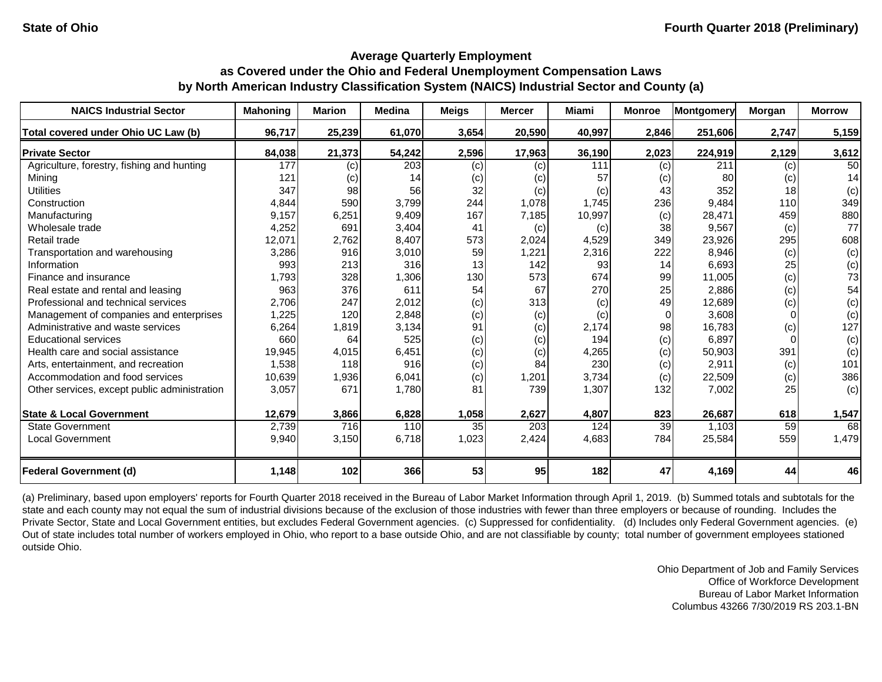State of Ohio — Fourth Quarter 2018 (Preliminary)

## Average Quarterly Employment as Covered under the Ohio and Federal Unemployment Compensation Laws by North American Industry Classification System (NAICS) Industrial Sector and County (a)

| NAICS Industrial Sector | Mahoning | Marion | Medina | Meigs | Mercer | Miami | Monroe | Montgomery | Morgan | Morrow |
|---|---|---|---|---|---|---|---|---|---|---|
| **Total covered under Ohio UC Law (b)** | **96,717** | **25,239** | **61,070** | **3,654** | **20,590** | **40,997** | **2,846** | **251,606** | **2,747** | **5,159** |
| **Private Sector** | **84,038** | **21,373** | **54,242** | **2,596** | **17,963** | **36,190** | **2,023** | **224,919** | **2,129** | **3,612** |
| Agriculture, forestry, fishing and hunting | 177 | (c) | 203 | (c) | (c) | 111 | (c) | 211 | (c) | 50 |
| Mining | 121 | (c) | 14 | (c) | (c) | 57 | (c) | 80 | (c) | 14 |
| Utilities | 347 | 98 | 56 | 32 | (c) | (c) | 43 | 352 | 18 | (c) |
| Construction | 4,844 | 590 | 3,799 | 244 | 1,078 | 1,745 | 236 | 9,484 | 110 | 349 |
| Manufacturing | 9,157 | 6,251 | 9,409 | 167 | 7,185 | 10,997 | (c) | 28,471 | 459 | 880 |
| Wholesale trade | 4,252 | 691 | 3,404 | 41 | (c) | (c) | 38 | 9,567 | (c) | 77 |
| Retail trade | 12,071 | 2,762 | 8,407 | 573 | 2,024 | 4,529 | 349 | 23,926 | 295 | 608 |
| Transportation and warehousing | 3,286 | 916 | 3,010 | 59 | 1,221 | 2,316 | 222 | 8,946 | (c) | (c) |
| Information | 993 | 213 | 316 | 13 | 142 | 93 | 14 | 6,693 | 25 | (c) |
| Finance and insurance | 1,793 | 328 | 1,306 | 130 | 573 | 674 | 99 | 11,005 | (c) | 73 |
| Real estate and rental and leasing | 963 | 376 | 611 | 54 | 67 | 270 | 25 | 2,886 | (c) | 54 |
| Professional and technical services | 2,706 | 247 | 2,012 | (c) | 313 | (c) | 49 | 12,689 | (c) | (c) |
| Management of companies and enterprises | 1,225 | 120 | 2,848 | (c) | (c) | (c) | 0 | 3,608 | 0 | (c) |
| Administrative and waste services | 6,264 | 1,819 | 3,134 | 91 | (c) | 2,174 | 98 | 16,783 | (c) | 127 |
| Educational services | 660 | 64 | 525 | (c) | (c) | 194 | (c) | 6,897 | 0 | (c) |
| Health care and social assistance | 19,945 | 4,015 | 6,451 | (c) | (c) | 4,265 | (c) | 50,903 | 391 | (c) |
| Arts, entertainment, and recreation | 1,538 | 118 | 916 | (c) | 84 | 230 | (c) | 2,911 | (c) | 101 |
| Accommodation and food services | 10,639 | 1,936 | 6,041 | (c) | 1,201 | 3,734 | (c) | 22,509 | (c) | 386 |
| Other services, except public administration | 3,057 | 671 | 1,780 | 81 | 739 | 1,307 | 132 | 7,002 | 25 | (c) |
| **State & Local Government** | **12,679** | **3,866** | **6,828** | **1,058** | **2,627** | **4,807** | **823** | **26,687** | **618** | **1,547** |
| State Government | 2,739 | 716 | 110 | 35 | 203 | 124 | 39 | 1,103 | 59 | 68 |
| Local Government | 9,940 | 3,150 | 6,718 | 1,023 | 2,424 | 4,683 | 784 | 25,584 | 559 | 1,479 |
| **Federal Government (d)** | **1,148** | **102** | **366** | **53** | **95** | **182** | **47** | **4,169** | **44** | **46** |

(a) Preliminary, based upon employers' reports for Fourth Quarter 2018 received in the Bureau of Labor Market Information through April 1, 2019. (b) Summed totals and subtotals for the state and each county may not equal the sum of industrial divisions because of the exclusion of those industries with fewer than three employers or because of rounding. Includes the Private Sector, State and Local Government entities, but excludes Federal Government agencies. (c) Suppressed for confidentiality. (d) Includes only Federal Government agencies. (e) Out of state includes total number of workers employed in Ohio, who report to a base outside Ohio, and are not classifiable by county; total number of government employees stationed outside Ohio.

Ohio Department of Job and Family Services
Office of Workforce Development
Bureau of Labor Market Information
Columbus 43266 7/30/2019 RS 203.1-BN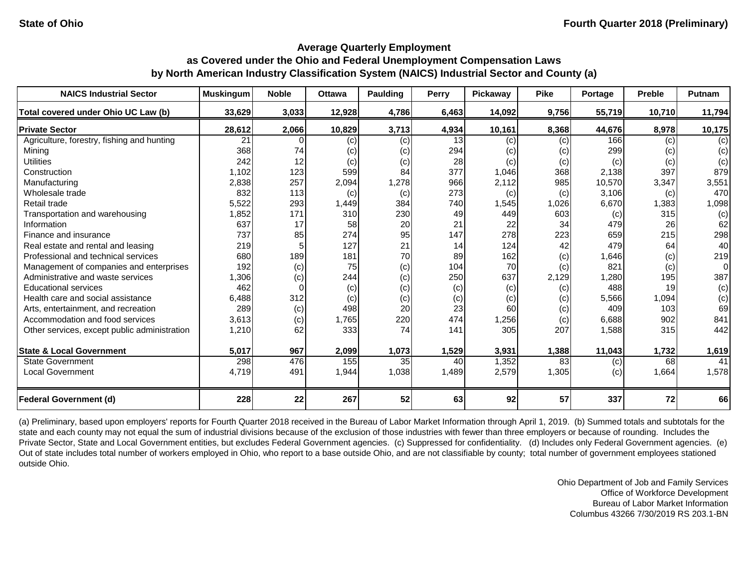State of Ohio

Fourth Quarter 2018 (Preliminary)

**Average Quarterly Employment as Covered under the Ohio and Federal Unemployment Compensation Laws by North American Industry Classification System (NAICS) Industrial Sector and County (a)**

| NAICS Industrial Sector | Muskingum | Noble | Ottawa | Paulding | Perry | Pickaway | Pike | Portage | Preble | Putnam |
|---|---|---|---|---|---|---|---|---|---|---|
| **Total covered under Ohio UC Law (b)** | **33,629** | **3,033** | **12,928** | **4,786** | **6,463** | **14,092** | **9,756** | **55,719** | **10,710** | **11,794** |
| **Private Sector** | **28,612** | **2,066** | **10,829** | **3,713** | **4,934** | **10,161** | **8,368** | **44,676** | **8,978** | **10,175** |
| Agriculture, forestry, fishing and hunting | 21 | 0 | (c) | (c) | 13 | (c) | (c) | 166 | (c) | (c) |
| Mining | 368 | 74 | (c) | (c) | 294 | (c) | (c) | 299 | (c) | (c) |
| Utilities | 242 | 12 | (c) | (c) | 28 | (c) | (c) | (c) | (c) | (c) |
| Construction | 1,102 | 123 | 599 | 84 | 377 | 1,046 | 368 | 2,138 | 397 | 879 |
| Manufacturing | 2,838 | 257 | 2,094 | 1,278 | 966 | 2,112 | 985 | 10,570 | 3,347 | 3,551 |
| Wholesale trade | 832 | 113 | (c) | (c) | 273 | (c) | (c) | 3,106 | (c) | 470 |
| Retail trade | 5,522 | 293 | 1,449 | 384 | 740 | 1,545 | 1,026 | 6,670 | 1,383 | 1,098 |
| Transportation and warehousing | 1,852 | 171 | 310 | 230 | 49 | 449 | 603 | (c) | 315 | (c) |
| Information | 637 | 17 | 58 | 20 | 21 | 22 | 34 | 479 | 26 | 62 |
| Finance and insurance | 737 | 85 | 274 | 95 | 147 | 278 | 223 | 659 | 215 | 298 |
| Real estate and rental and leasing | 219 | 5 | 127 | 21 | 14 | 124 | 42 | 479 | 64 | 40 |
| Professional and technical services | 680 | 189 | 181 | 70 | 89 | 162 | (c) | 1,646 | (c) | 219 |
| Management of companies and enterprises | 192 | (c) | 75 | (c) | 104 | 70 | (c) | 821 | (c) | 0 |
| Administrative and waste services | 1,306 | (c) | 244 | (c) | 250 | 637 | 2,129 | 1,280 | 195 | 387 |
| Educational services | 462 | 0 | (c) | (c) | (c) | (c) | (c) | 488 | 19 | (c) |
| Health care and social assistance | 6,488 | 312 | (c) | (c) | (c) | (c) | (c) | 5,566 | 1,094 | (c) |
| Arts, entertainment, and recreation | 289 | (c) | 498 | 20 | 23 | 60 | (c) | 409 | 103 | 69 |
| Accommodation and food services | 3,613 | (c) | 1,765 | 220 | 474 | 1,256 | (c) | 6,688 | 902 | 841 |
| Other services, except public administration | 1,210 | 62 | 333 | 74 | 141 | 305 | 207 | 1,588 | 315 | 442 |
| **State & Local Government** | **5,017** | **967** | **2,099** | **1,073** | **1,529** | **3,931** | **1,388** | **11,043** | **1,732** | **1,619** |
| State Government | 298 | 476 | 155 | 35 | 40 | 1,352 | 83 | (c) | 68 | 41 |
| Local Government | 4,719 | 491 | 1,944 | 1,038 | 1,489 | 2,579 | 1,305 | (c) | 1,664 | 1,578 |
| **Federal Government (d)** | **228** | **22** | **267** | **52** | **63** | **92** | **57** | **337** | **72** | **66** |

(a) Preliminary, based upon employers' reports for Fourth Quarter 2018 received in the Bureau of Labor Market Information through April 1, 2019. (b) Summed totals and subtotals for the state and each county may not equal the sum of industrial divisions because of the exclusion of those industries with fewer than three employers or because of rounding. Includes the Private Sector, State and Local Government entities, but excludes Federal Government agencies. (c) Suppressed for confidentiality. (d) Includes only Federal Government agencies. (e) Out of state includes total number of workers employed in Ohio, who report to a base outside Ohio, and are not classifiable by county; total number of government employees stationed outside Ohio.

Ohio Department of Job and Family Services
Office of Workforce Development
Bureau of Labor Market Information
Columbus 43266 7/30/2019 RS 203.1-BN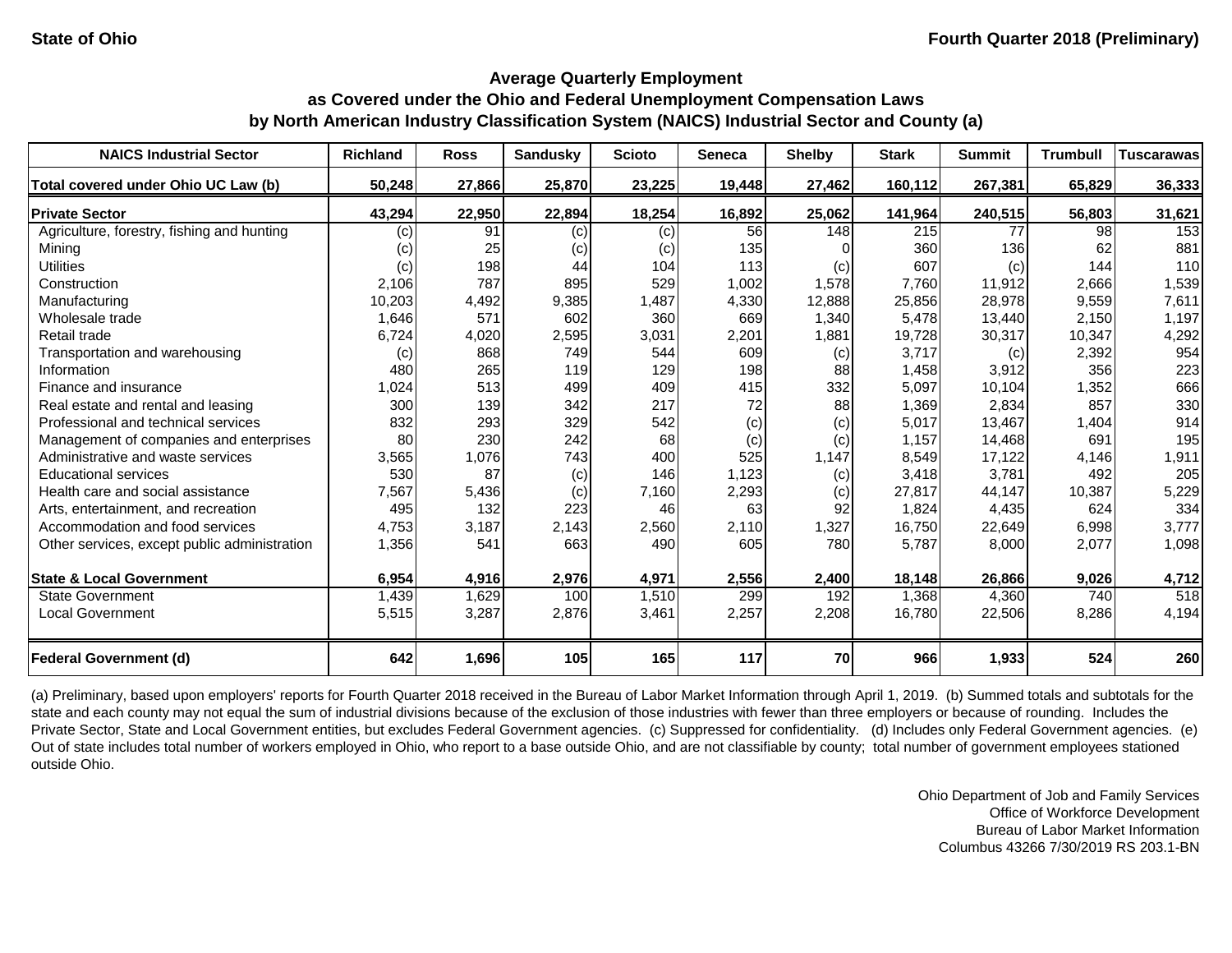State of Ohio | Fourth Quarter 2018 (Preliminary)

## Average Quarterly Employment as Covered under the Ohio and Federal Unemployment Compensation Laws by North American Industry Classification System (NAICS) Industrial Sector and County (a)

| NAICS Industrial Sector | Richland | Ross | Sandusky | Scioto | Seneca | Shelby | Stark | Summit | Trumbull | Tuscarawas |
|---|---|---|---|---|---|---|---|---|---|---|
| **Total covered under Ohio UC Law (b)** | **50,248** | **27,866** | **25,870** | **23,225** | **19,448** | **27,462** | **160,112** | **267,381** | **65,829** | **36,333** |
| **Private Sector** | **43,294** | **22,950** | **22,894** | **18,254** | **16,892** | **25,062** | **141,964** | **240,515** | **56,803** | **31,621** |
| Agriculture, forestry, fishing and hunting | (c) | 91 | (c) | (c) | 56 | 148 | 215 | 77 | 98 | 153 |
| Mining | (c) | 25 | (c) | (c) | 135 | 0 | 360 | 136 | 62 | 881 |
| Utilities | (c) | 198 | 44 | 104 | 113 | (c) | 607 | (c) | 144 | 110 |
| Construction | 2,106 | 787 | 895 | 529 | 1,002 | 1,578 | 7,760 | 11,912 | 2,666 | 1,539 |
| Manufacturing | 10,203 | 4,492 | 9,385 | 1,487 | 4,330 | 12,888 | 25,856 | 28,978 | 9,559 | 7,611 |
| Wholesale trade | 1,646 | 571 | 602 | 360 | 669 | 1,340 | 5,478 | 13,440 | 2,150 | 1,197 |
| Retail trade | 6,724 | 4,020 | 2,595 | 3,031 | 2,201 | 1,881 | 19,728 | 30,317 | 10,347 | 4,292 |
| Transportation and warehousing | (c) | 868 | 749 | 544 | 609 | (c) | 3,717 | (c) | 2,392 | 954 |
| Information | 480 | 265 | 119 | 129 | 198 | 88 | 1,458 | 3,912 | 356 | 223 |
| Finance and insurance | 1,024 | 513 | 499 | 409 | 415 | 332 | 5,097 | 10,104 | 1,352 | 666 |
| Real estate and rental and leasing | 300 | 139 | 342 | 217 | 72 | 88 | 1,369 | 2,834 | 857 | 330 |
| Professional and technical services | 832 | 293 | 329 | 542 | (c) | (c) | 5,017 | 13,467 | 1,404 | 914 |
| Management of companies and enterprises | 80 | 230 | 242 | 68 | (c) | (c) | 1,157 | 14,468 | 691 | 195 |
| Administrative and waste services | 3,565 | 1,076 | 743 | 400 | 525 | 1,147 | 8,549 | 17,122 | 4,146 | 1,911 |
| Educational services | 530 | 87 | (c) | 146 | 1,123 | (c) | 3,418 | 3,781 | 492 | 205 |
| Health care and social assistance | 7,567 | 5,436 | (c) | 7,160 | 2,293 | (c) | 27,817 | 44,147 | 10,387 | 5,229 |
| Arts, entertainment, and recreation | 495 | 132 | 223 | 46 | 63 | 92 | 1,824 | 4,435 | 624 | 334 |
| Accommodation and food services | 4,753 | 3,187 | 2,143 | 2,560 | 2,110 | 1,327 | 16,750 | 22,649 | 6,998 | 3,777 |
| Other services, except public administration | 1,356 | 541 | 663 | 490 | 605 | 780 | 5,787 | 8,000 | 2,077 | 1,098 |
| **State & Local Government** | **6,954** | **4,916** | **2,976** | **4,971** | **2,556** | **2,400** | **18,148** | **26,866** | **9,026** | **4,712** |
| State Government | 1,439 | 1,629 | 100 | 1,510 | 299 | 192 | 1,368 | 4,360 | 740 | 518 |
| Local Government | 5,515 | 3,287 | 2,876 | 3,461 | 2,257 | 2,208 | 16,780 | 22,506 | 8,286 | 4,194 |
| **Federal Government (d)** | **642** | **1,696** | **105** | **165** | **117** | **70** | **966** | **1,933** | **524** | **260** |

(a) Preliminary, based upon employers' reports for Fourth Quarter 2018 received in the Bureau of Labor Market Information through April 1, 2019. (b) Summed totals and subtotals for the state and each county may not equal the sum of industrial divisions because of the exclusion of those industries with fewer than three employers or because of rounding. Includes the Private Sector, State and Local Government entities, but excludes Federal Government agencies. (c) Suppressed for confidentiality. (d) Includes only Federal Government agencies. (e) Out of state includes total number of workers employed in Ohio, who report to a base outside Ohio, and are not classifiable by county; total number of government employees stationed outside Ohio.

Ohio Department of Job and Family Services
Office of Workforce Development
Bureau of Labor Market Information
Columbus 43266 7/30/2019 RS 203.1-BN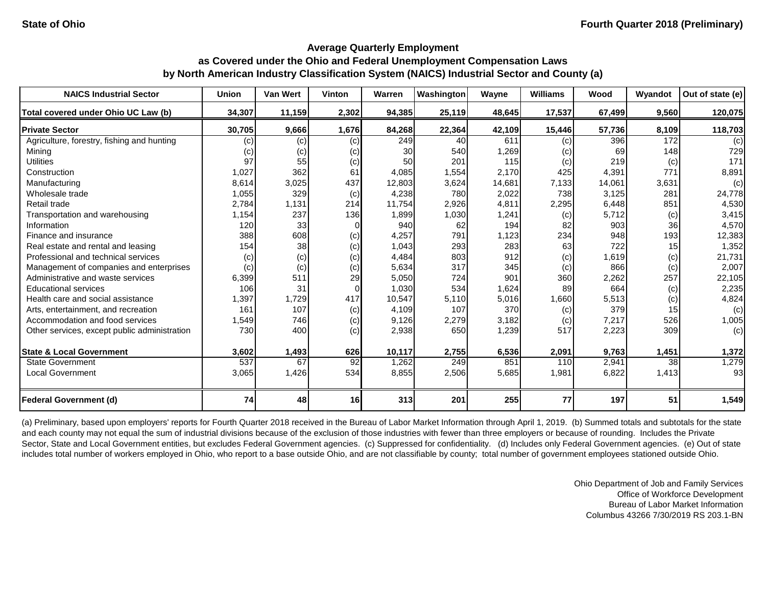**State of Ohio** **Fourth Quarter 2018 (Preliminary)**

## Average Quarterly Employment
## as Covered under the Ohio and Federal Unemployment Compensation Laws
## by North American Industry Classification System (NAICS) Industrial Sector and County (a)

| NAICS Industrial Sector | Union | Van Wert | Vinton | Warren | Washington | Wayne | Williams | Wood | Wyandot | Out of state (e) |
|---|---|---|---|---|---|---|---|---|---|---|
| **Total covered under Ohio UC Law (b)** | **34,307** | **11,159** | **2,302** | **94,385** | **25,119** | **48,645** | **17,537** | **67,499** | **9,560** | **120,075** |
| **Private Sector** | **30,705** | **9,666** | **1,676** | **84,268** | **22,364** | **42,109** | **15,446** | **57,736** | **8,109** | **118,703** |
| Agriculture, forestry, fishing and hunting | (c) | (c) | (c) | 249 | 40 | 611 | (c) | 396 | 172 | (c) |
| Mining | (c) | (c) | (c) | 30 | 540 | 1,269 | (c) | 69 | 148 | 729 |
| Utilities | 97 | 55 | (c) | 50 | 201 | 115 | (c) | 219 | (c) | 171 |
| Construction | 1,027 | 362 | 61 | 4,085 | 1,554 | 2,170 | 425 | 4,391 | 771 | 8,891 |
| Manufacturing | 8,614 | 3,025 | 437 | 12,803 | 3,624 | 14,681 | 7,133 | 14,061 | 3,631 | (c) |
| Wholesale trade | 1,055 | 329 | (c) | 4,238 | 780 | 2,022 | 738 | 3,125 | 281 | 24,778 |
| Retail trade | 2,784 | 1,131 | 214 | 11,754 | 2,926 | 4,811 | 2,295 | 6,448 | 851 | 4,530 |
| Transportation and warehousing | 1,154 | 237 | 136 | 1,899 | 1,030 | 1,241 | (c) | 5,712 | (c) | 3,415 |
| Information | 120 | 33 | 0 | 940 | 62 | 194 | 82 | 903 | 36 | 4,570 |
| Finance and insurance | 388 | 608 | (c) | 4,257 | 791 | 1,123 | 234 | 948 | 193 | 12,383 |
| Real estate and rental and leasing | 154 | 38 | (c) | 1,043 | 293 | 283 | 63 | 722 | 15 | 1,352 |
| Professional and technical services | (c) | (c) | (c) | 4,484 | 803 | 912 | (c) | 1,619 | (c) | 21,731 |
| Management of companies and enterprises | (c) | (c) | (c) | 5,634 | 317 | 345 | (c) | 866 | (c) | 2,007 |
| Administrative and waste services | 6,399 | 511 | 29 | 5,050 | 724 | 901 | 360 | 2,262 | 257 | 22,105 |
| Educational services | 106 | 31 | 0 | 1,030 | 534 | 1,624 | 89 | 664 | (c) | 2,235 |
| Health care and social assistance | 1,397 | 1,729 | 417 | 10,547 | 5,110 | 5,016 | 1,660 | 5,513 | (c) | 4,824 |
| Arts, entertainment, and recreation | 161 | 107 | (c) | 4,109 | 107 | 370 | (c) | 379 | 15 | (c) |
| Accommodation and food services | 1,549 | 746 | (c) | 9,126 | 2,279 | 3,182 | (c) | 7,217 | 526 | 1,005 |
| Other services, except public administration | 730 | 400 | (c) | 2,938 | 650 | 1,239 | 517 | 2,223 | 309 | (c) |
| **State & Local Government** | **3,602** | **1,493** | **626** | **10,117** | **2,755** | **6,536** | **2,091** | **9,763** | **1,451** | **1,372** |
| State Government | 537 | 67 | 92 | 1,262 | 249 | 851 | 110 | 2,941 | 38 | 1,279 |
| Local Government | 3,065 | 1,426 | 534 | 8,855 | 2,506 | 5,685 | 1,981 | 6,822 | 1,413 | 93 |
| **Federal Government (d)** | **74** | **48** | **16** | **313** | **201** | **255** | **77** | **197** | **51** | **1,549** |

(a) Preliminary, based upon employers' reports for Fourth Quarter 2018 received in the Bureau of Labor Market Information through April 1, 2019. (b) Summed totals and subtotals for the state and each county may not equal the sum of industrial divisions because of the exclusion of those industries with fewer than three employers or because of rounding. Includes the Private Sector, State and Local Government entities, but excludes Federal Government agencies. (c) Suppressed for confidentiality. (d) Includes only Federal Government agencies. (e) Out of state includes total number of workers employed in Ohio, who report to a base outside Ohio, and are not classifiable by county; total number of government employees stationed outside Ohio.

Ohio Department of Job and Family Services
Office of Workforce Development
Bureau of Labor Market Information
Columbus 43266 7/30/2019 RS 203.1-BN